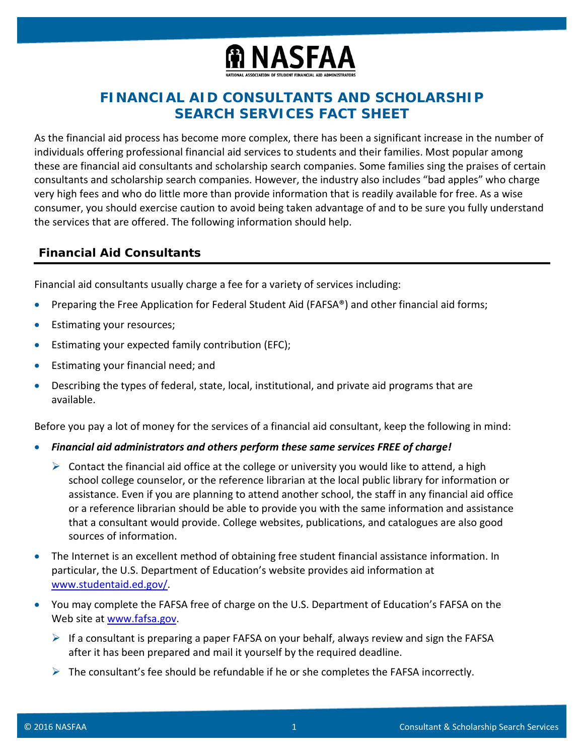# FINANCIAL AID CONSULTANTS AND SCHOLARSHIP SEARCH SERVICES FACT SHEET

As the financial aid process has become more complex, there has been a significant increase in the number of individuals offering professional financial aid services to students and their families. Most popular among these are financial aid consultants and scholarship search companies. Some families sing the praises of certain consultants and scholarship search companies. However, the industry also includes “bad apples” who charge very high fees and who do little more than provide information that is readily available for free. As a wise consumer, you should exercise caution to avoid being taken advantage of and to be sure you fully understand the services that are offered. The following information should help.

## Financial Aid Consultants

Financial aid consultants usually charge a fee for a variety of services including:

- Preparing the Free Application for Federal Student Aid (FAFSA®) and other financial aid forms;
- Estimating your resources;
- Estimating your expected family contribution (EFC);
- Estimating your financial need; and
- Describing the types of federal, state, local, institutional, and private aid programs that are available.

Before you pay a lot of money for the services of a financial aid consultant, keep the following in mind:

- ***Financial aid administrators and others perform these same services FREE of charge!***
  - Contact the financial aid office at the college or university you would like to attend, a high school college counselor, or the reference librarian at the local public library for information or assistance. Even if you are planning to attend another school, the staff in any financial aid office or a reference librarian should be able to provide you with the same information and assistance that a consultant would provide. College websites, publications, and catalogues are also good sources of information.
- The Internet is an excellent method of obtaining free student financial assistance information. In particular, the U.S. Department of Education’s website provides aid information at www.studentaid.ed.gov/.
- You may complete the FAFSA free of charge on the U.S. Department of Education’s FAFSA on the Web site at www.fafsa.gov.
  - If a consultant is preparing a paper FAFSA on your behalf, always review and sign the FAFSA after it has been prepared and mail it yourself by the required deadline.
  - The consultant’s fee should be refundable if he or she completes the FAFSA incorrectly.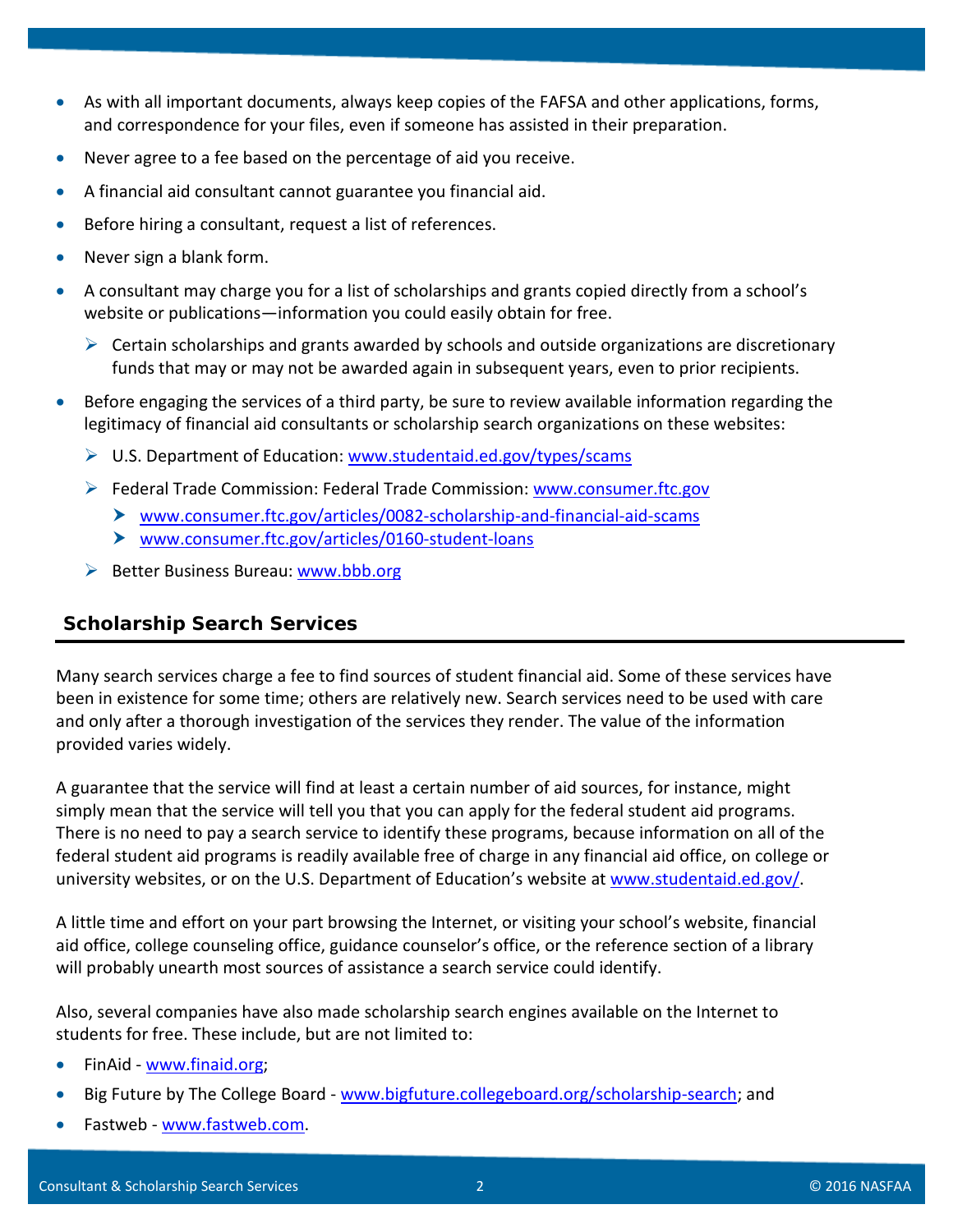- As with all important documents, always keep copies of the FAFSA and other applications, forms, and correspondence for your files, even if someone has assisted in their preparation.
- Never agree to a fee based on the percentage of aid you receive.
- A financial aid consultant cannot guarantee you financial aid.
- Before hiring a consultant, request a list of references.
- Never sign a blank form.
- A consultant may charge you for a list of scholarships and grants copied directly from a school's website or publications—information you could easily obtain for free.
  - Certain scholarships and grants awarded by schools and outside organizations are discretionary funds that may or may not be awarded again in subsequent years, even to prior recipients.
- Before engaging the services of a third party, be sure to review available information regarding the legitimacy of financial aid consultants or scholarship search organizations on these websites:
  - U.S. Department of Education: [www.studentaid.ed.gov/types/scams](www.studentaid.ed.gov/types/scams)
  - Federal Trade Commission: Federal Trade Commission: [www.consumer.ftc.gov](www.consumer.ftc.gov)
    - [www.consumer.ftc.gov/articles/0082-scholarship-and-financial-aid-scams](www.consumer.ftc.gov/articles/0082-scholarship-and-financial-aid-scams)
    - [www.consumer.ftc.gov/articles/0160-student-loans](www.consumer.ftc.gov/articles/0160-student-loans)
  - Better Business Bureau: [www.bbb.org](www.bbb.org)

## Scholarship Search Services

Many search services charge a fee to find sources of student financial aid. Some of these services have been in existence for some time; others are relatively new. Search services need to be used with care and only after a thorough investigation of the services they render. The value of the information provided varies widely.

A guarantee that the service will find at least a certain number of aid sources, for instance, might simply mean that the service will tell you that you can apply for the federal student aid programs. There is no need to pay a search service to identify these programs, because information on all of the federal student aid programs is readily available free of charge in any financial aid office, on college or university websites, or on the U.S. Department of Education's website at [www.studentaid.ed.gov/](www.studentaid.ed.gov/).

A little time and effort on your part browsing the Internet, or visiting your school's website, financial aid office, college counseling office, guidance counselor's office, or the reference section of a library will probably unearth most sources of assistance a search service could identify.

Also, several companies have also made scholarship search engines available on the Internet to students for free. These include, but are not limited to:

- FinAid - [www.finaid.org](www.finaid.org);
- Big Future by The College Board - [www.bigfuture.collegeboard.org/scholarship-search](www.bigfuture.collegeboard.org/scholarship-search); and
- Fastweb - [www.fastweb.com](www.fastweb.com).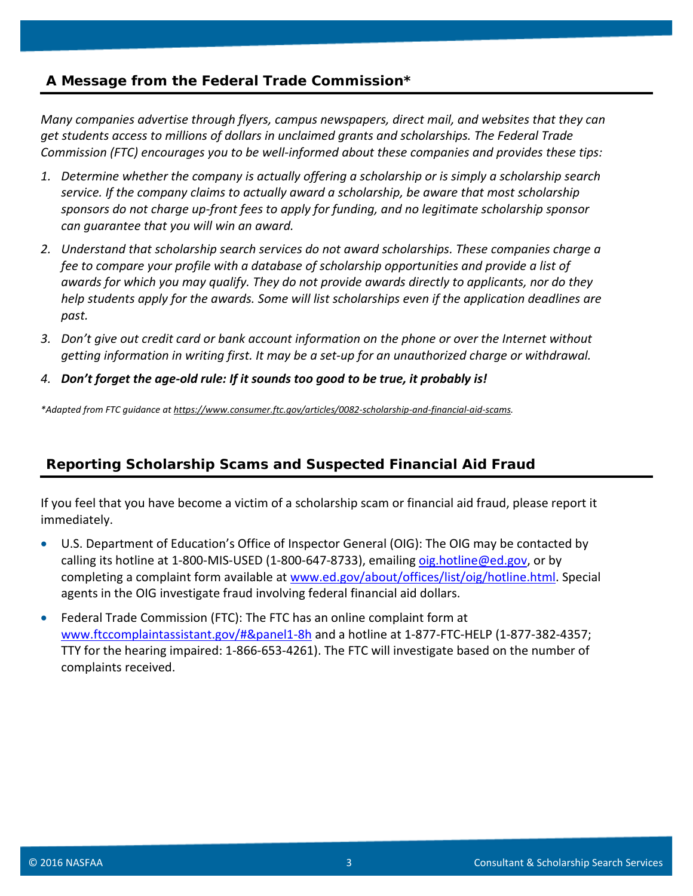## A Message from the Federal Trade Commission*

*Many companies advertise through flyers, campus newspapers, direct mail, and websites that they can get students access to millions of dollars in unclaimed grants and scholarships. The Federal Trade Commission (FTC) encourages you to be well-informed about these companies and provides these tips:*

1. *Determine whether the company is actually offering a scholarship or is simply a scholarship search service. If the company claims to actually award a scholarship, be aware that most scholarship sponsors do not charge up-front fees to apply for funding, and no legitimate scholarship sponsor can guarantee that you will win an award.*
2. *Understand that scholarship search services do not award scholarships. These companies charge a fee to compare your profile with a database of scholarship opportunities and provide a list of awards for which you may qualify. They do not provide awards directly to applicants, nor do they help students apply for the awards. Some will list scholarships even if the application deadlines are past.*
3. *Don't give out credit card or bank account information on the phone or over the Internet without getting information in writing first. It may be a set-up for an unauthorized charge or withdrawal.*
4. ***Don't forget the age-old rule: If it sounds too good to be true, it probably is!***

*\*Adapted from FTC guidance at https://www.consumer.ftc.gov/articles/0082-scholarship-and-financial-aid-scams.*

## Reporting Scholarship Scams and Suspected Financial Aid Fraud

If you feel that you have become a victim of a scholarship scam or financial aid fraud, please report it immediately.

- U.S. Department of Education's Office of Inspector General (OIG): The OIG may be contacted by calling its hotline at 1-800-MIS-USED (1-800-647-8733), emailing oig.hotline@ed.gov, or by completing a complaint form available at www.ed.gov/about/offices/list/oig/hotline.html. Special agents in the OIG investigate fraud involving federal financial aid dollars.
- Federal Trade Commission (FTC): The FTC has an online complaint form at www.ftccomplaintassistant.gov/#&panel1-8h and a hotline at 1-877-FTC-HELP (1-877-382-4357; TTY for the hearing impaired: 1-866-653-4261). The FTC will investigate based on the number of complaints received.